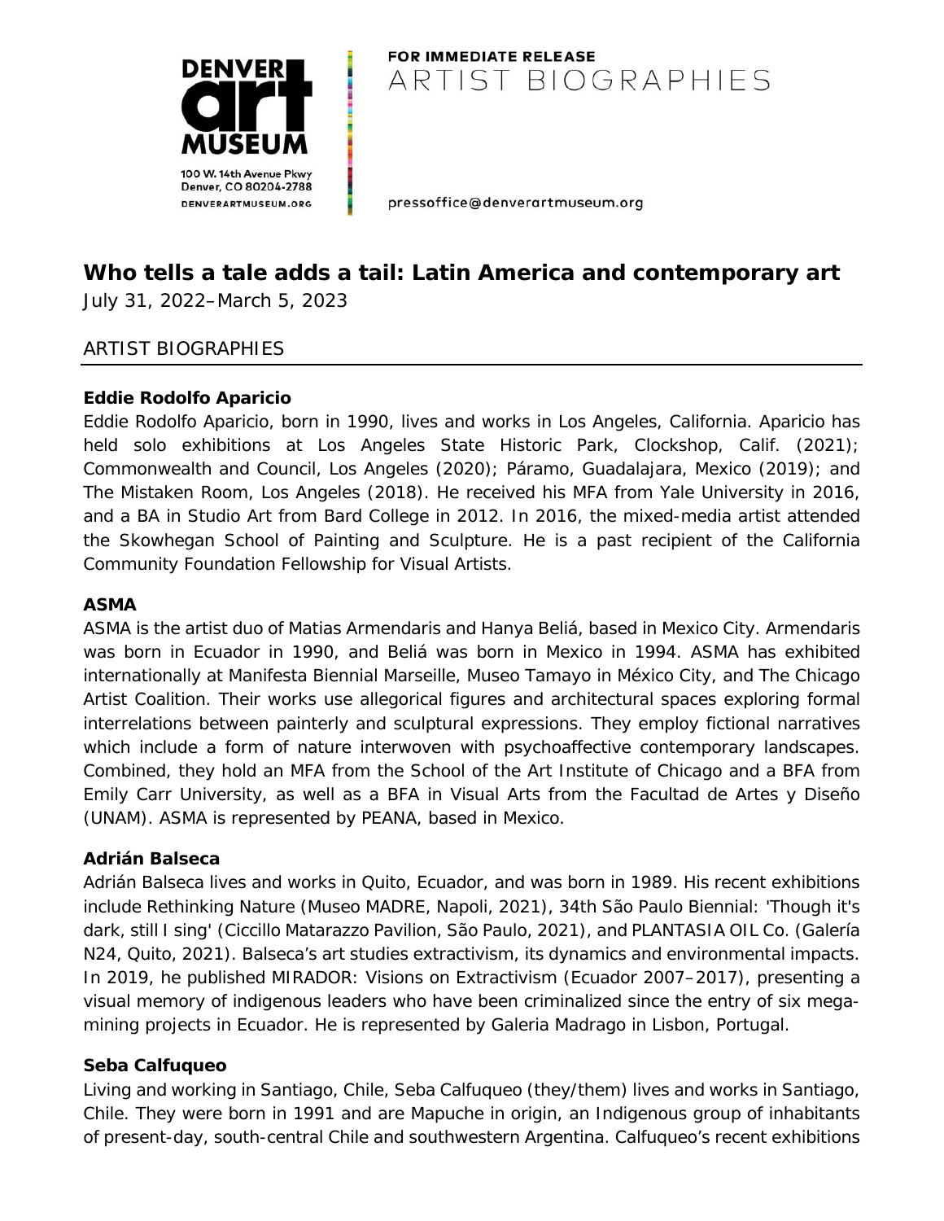FOR IMMEDIATE RELEASE
ARTIST BIOGRAPHIES

DENVER art MUSEUM
100 W. 14th Avenue Pkwy
Denver, CO 80204-2788
DENVERARTMUSEUM.ORG

pressoffice@denverartmuseum.org

# Who tells a tale adds a tail: Latin America and contemporary art

July 31, 2022–March 5, 2023

## ARTIST BIOGRAPHIES

**Eddie Rodolfo Aparicio**

Eddie Rodolfo Aparicio, born in 1990, lives and works in Los Angeles, California. Aparicio has held solo exhibitions at Los Angeles State Historic Park, Clockshop, Calif. (2021); Commonwealth and Council, Los Angeles (2020); Páramo, Guadalajara, Mexico (2019); and The Mistaken Room, Los Angeles (2018). He received his MFA from Yale University in 2016, and a BA in Studio Art from Bard College in 2012. In 2016, the mixed-media artist attended the Skowhegan School of Painting and Sculpture. He is a past recipient of the California Community Foundation Fellowship for Visual Artists.

**ASMA**

ASMA is the artist duo of Matias Armendaris and Hanya Beliá, based in Mexico City. Armendaris was born in Ecuador in 1990, and Beliá was born in Mexico in 1994. ASMA has exhibited internationally at Manifesta Biennial Marseille, Museo Tamayo in México City, and The Chicago Artist Coalition. Their works use allegorical figures and architectural spaces exploring formal interrelations between painterly and sculptural expressions. They employ fictional narratives which include a form of nature interwoven with psychoaffective contemporary landscapes. Combined, they hold an MFA from the School of the Art Institute of Chicago and a BFA from Emily Carr University, as well as a BFA in Visual Arts from the Facultad de Artes y Diseño (UNAM). ASMA is represented by PEANA, based in Mexico.

**Adrián Balseca**

Adrián Balseca lives and works in Quito, Ecuador, and was born in 1989. His recent exhibitions include Rethinking Nature (Museo MADRE, Napoli, 2021), 34th São Paulo Biennial: 'Though it's dark, still I sing' (Ciccillo Matarazzo Pavilion, São Paulo, 2021), and PLANTASIA OIL Co. (Galería N24, Quito, 2021). Balseca's art studies extractivism, its dynamics and environmental impacts. In 2019, he published MIRADOR: Visions on Extractivism (Ecuador 2007–2017), presenting a visual memory of indigenous leaders who have been criminalized since the entry of six mega-mining projects in Ecuador. He is represented by Galeria Madrago in Lisbon, Portugal.

**Seba Calfuqueo**

Living and working in Santiago, Chile, Seba Calfuqueo (they/them) lives and works in Santiago, Chile. They were born in 1991 and are Mapuche in origin, an Indigenous group of inhabitants of present-day, south-central Chile and southwestern Argentina. Calfuqueo's recent exhibitions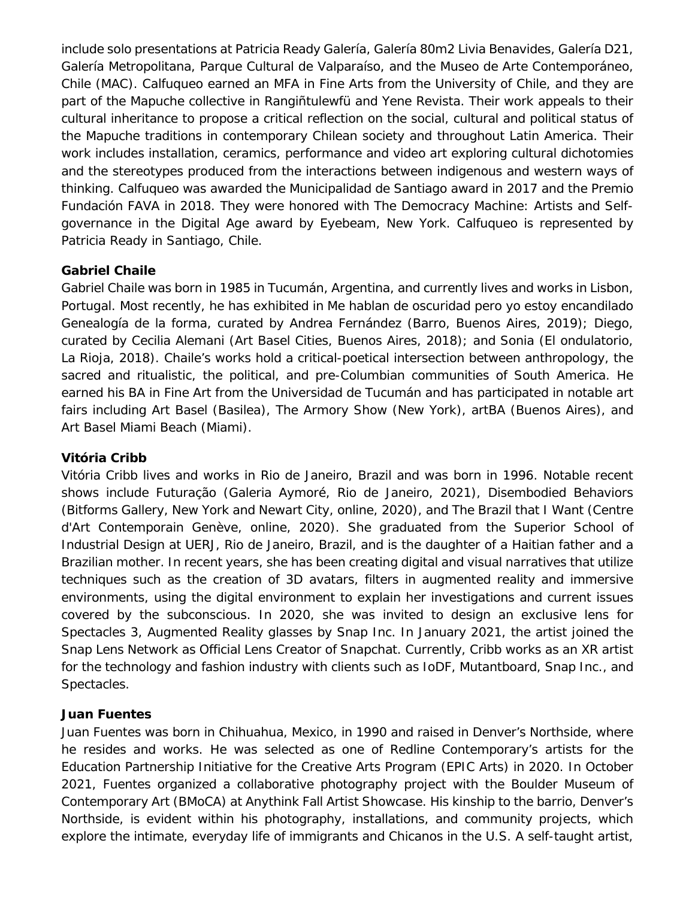include solo presentations at Patricia Ready Galería, Galería 80m2 Livia Benavides, Galería D21, Galería Metropolitana, Parque Cultural de Valparaíso, and the Museo de Arte Contemporáneo, Chile (MAC). Calfuqueo earned an MFA in Fine Arts from the University of Chile, and they are part of the Mapuche collective in Rangiñtulewfü and Yene Revista. Their work appeals to their cultural inheritance to propose a critical reflection on the social, cultural and political status of the Mapuche traditions in contemporary Chilean society and throughout Latin America. Their work includes installation, ceramics, performance and video art exploring cultural dichotomies and the stereotypes produced from the interactions between indigenous and western ways of thinking. Calfuqueo was awarded the Municipalidad de Santiago award in 2017 and the Premio Fundación FAVA in 2018. They were honored with The Democracy Machine: Artists and Self-governance in the Digital Age award by Eyebeam, New York. Calfuqueo is represented by Patricia Ready in Santiago, Chile.

**Gabriel Chaile**

Gabriel Chaile was born in 1985 in Tucumán, Argentina, and currently lives and works in Lisbon, Portugal. Most recently, he has exhibited in Me hablan de oscuridad pero yo estoy encandilado Genealogía de la forma, curated by Andrea Fernández (Barro, Buenos Aires, 2019); Diego, curated by Cecilia Alemani (Art Basel Cities, Buenos Aires, 2018); and Sonia (El ondulatorio, La Rioja, 2018). Chaile's works hold a critical-poetical intersection between anthropology, the sacred and ritualistic, the political, and pre-Columbian communities of South America. He earned his BA in Fine Art from the Universidad de Tucumán and has participated in notable art fairs including Art Basel (Basilea), The Armory Show (New York), artBA (Buenos Aires), and Art Basel Miami Beach (Miami).

**Vitória Cribb**

Vitória Cribb lives and works in Rio de Janeiro, Brazil and was born in 1996. Notable recent shows include Futuração (Galeria Aymoré, Rio de Janeiro, 2021), Disembodied Behaviors (Bitforms Gallery, New York and Newart City, online, 2020), and The Brazil that I Want (Centre d'Art Contemporain Genève, online, 2020). She graduated from the Superior School of Industrial Design at UERJ, Rio de Janeiro, Brazil, and is the daughter of a Haitian father and a Brazilian mother. In recent years, she has been creating digital and visual narratives that utilize techniques such as the creation of 3D avatars, filters in augmented reality and immersive environments, using the digital environment to explain her investigations and current issues covered by the subconscious. In 2020, she was invited to design an exclusive lens for Spectacles 3, Augmented Reality glasses by Snap Inc. In January 2021, the artist joined the Snap Lens Network as Official Lens Creator of Snapchat. Currently, Cribb works as an XR artist for the technology and fashion industry with clients such as IoDF, Mutantboard, Snap Inc., and Spectacles.

**Juan Fuentes**

Juan Fuentes was born in Chihuahua, Mexico, in 1990 and raised in Denver's Northside, where he resides and works. He was selected as one of Redline Contemporary's artists for the Education Partnership Initiative for the Creative Arts Program (EPIC Arts) in 2020. In October 2021, Fuentes organized a collaborative photography project with the Boulder Museum of Contemporary Art (BMoCA) at Anythink Fall Artist Showcase. His kinship to the barrio, Denver's Northside, is evident within his photography, installations, and community projects, which explore the intimate, everyday life of immigrants and Chicanos in the U.S. A self-taught artist,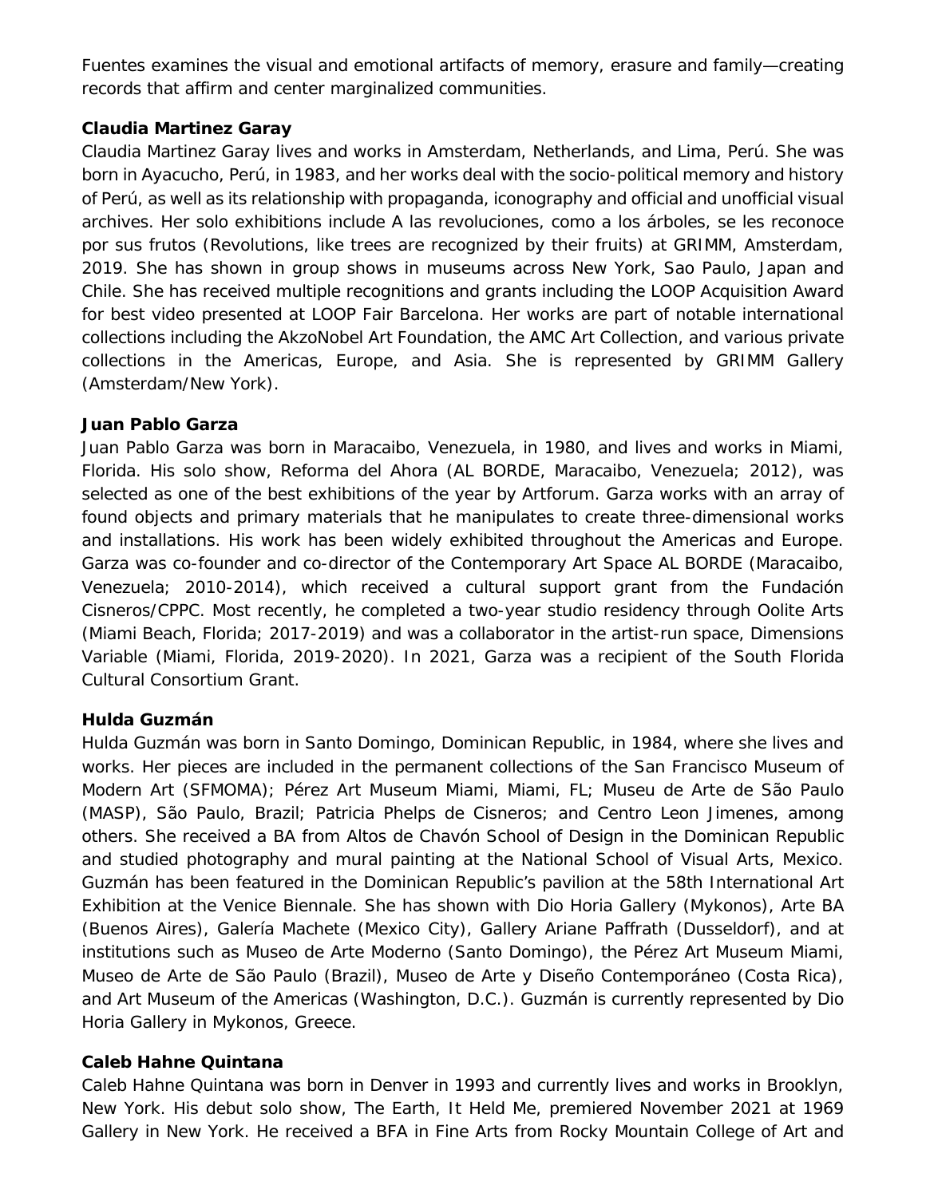Fuentes examines the visual and emotional artifacts of memory, erasure and family—creating records that affirm and center marginalized communities.

**Claudia Martinez Garay**

Claudia Martinez Garay lives and works in Amsterdam, Netherlands, and Lima, Perú. She was born in Ayacucho, Perú, in 1983, and her works deal with the socio-political memory and history of Perú, as well as its relationship with propaganda, iconography and official and unofficial visual archives. Her solo exhibitions include A las revoluciones, como a los árboles, se les reconoce por sus frutos (Revolutions, like trees are recognized by their fruits) at GRIMM, Amsterdam, 2019. She has shown in group shows in museums across New York, Sao Paulo, Japan and Chile. She has received multiple recognitions and grants including the LOOP Acquisition Award for best video presented at LOOP Fair Barcelona. Her works are part of notable international collections including the AkzoNobel Art Foundation, the AMC Art Collection, and various private collections in the Americas, Europe, and Asia. She is represented by GRIMM Gallery (Amsterdam/New York).

**Juan Pablo Garza**

Juan Pablo Garza was born in Maracaibo, Venezuela, in 1980, and lives and works in Miami, Florida. His solo show, Reforma del Ahora (AL BORDE, Maracaibo, Venezuela; 2012), was selected as one of the best exhibitions of the year by Artforum. Garza works with an array of found objects and primary materials that he manipulates to create three-dimensional works and installations. His work has been widely exhibited throughout the Americas and Europe. Garza was co-founder and co-director of the Contemporary Art Space AL BORDE (Maracaibo, Venezuela; 2010-2014), which received a cultural support grant from the Fundación Cisneros/CPPC. Most recently, he completed a two-year studio residency through Oolite Arts (Miami Beach, Florida; 2017-2019) and was a collaborator in the artist-run space, Dimensions Variable (Miami, Florida, 2019-2020). In 2021, Garza was a recipient of the South Florida Cultural Consortium Grant.

**Hulda Guzmán**

Hulda Guzmán was born in Santo Domingo, Dominican Republic, in 1984, where she lives and works. Her pieces are included in the permanent collections of the San Francisco Museum of Modern Art (SFMOMA); Pérez Art Museum Miami, Miami, FL; Museu de Arte de São Paulo (MASP), São Paulo, Brazil; Patricia Phelps de Cisneros; and Centro Leon Jimenes, among others. She received a BA from Altos de Chavón School of Design in the Dominican Republic and studied photography and mural painting at the National School of Visual Arts, Mexico. Guzmán has been featured in the Dominican Republic's pavilion at the 58th International Art Exhibition at the Venice Biennale. She has shown with Dio Horia Gallery (Mykonos), Arte BA (Buenos Aires), Galería Machete (Mexico City), Gallery Ariane Paffrath (Dusseldorf), and at institutions such as Museo de Arte Moderno (Santo Domingo), the Pérez Art Museum Miami, Museo de Arte de São Paulo (Brazil), Museo de Arte y Diseño Contemporáneo (Costa Rica), and Art Museum of the Americas (Washington, D.C.). Guzmán is currently represented by Dio Horia Gallery in Mykonos, Greece.

**Caleb Hahne Quintana**

Caleb Hahne Quintana was born in Denver in 1993 and currently lives and works in Brooklyn, New York. His debut solo show, The Earth, It Held Me, premiered November 2021 at 1969 Gallery in New York. He received a BFA in Fine Arts from Rocky Mountain College of Art and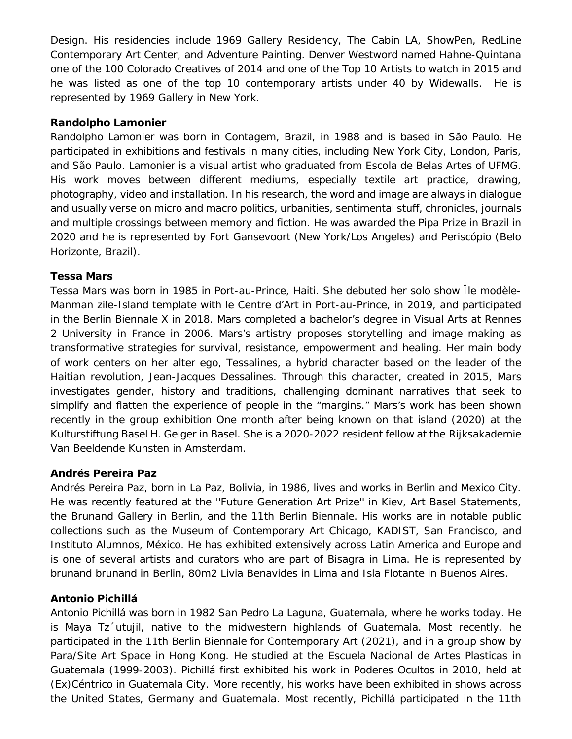Design. His residencies include 1969 Gallery Residency, The Cabin LA, ShowPen, RedLine Contemporary Art Center, and Adventure Painting. Denver Westword named Hahne-Quintana one of the 100 Colorado Creatives of 2014 and one of the Top 10 Artists to watch in 2015 and he was listed as one of the top 10 contemporary artists under 40 by Widewalls. He is represented by 1969 Gallery in New York.

**Randolpho Lamonier**

Randolpho Lamonier was born in Contagem, Brazil, in 1988 and is based in São Paulo. He participated in exhibitions and festivals in many cities, including New York City, London, Paris, and São Paulo. Lamonier is a visual artist who graduated from Escola de Belas Artes of UFMG. His work moves between different mediums, especially textile art practice, drawing, photography, video and installation. In his research, the word and image are always in dialogue and usually verse on micro and macro politics, urbanities, sentimental stuff, chronicles, journals and multiple crossings between memory and fiction. He was awarded the Pipa Prize in Brazil in 2020 and he is represented by Fort Gansevoort (New York/Los Angeles) and Periscópio (Belo Horizonte, Brazil).

**Tessa Mars**

Tessa Mars was born in 1985 in Port-au-Prince, Haiti. She debuted her solo show Île modèle-Manman zile-Island template with le Centre d'Art in Port-au-Prince, in 2019, and participated in the Berlin Biennale X in 2018. Mars completed a bachelor's degree in Visual Arts at Rennes 2 University in France in 2006. Mars's artistry proposes storytelling and image making as transformative strategies for survival, resistance, empowerment and healing. Her main body of work centers on her alter ego, Tessalines, a hybrid character based on the leader of the Haitian revolution, Jean-Jacques Dessalines. Through this character, created in 2015, Mars investigates gender, history and traditions, challenging dominant narratives that seek to simplify and flatten the experience of people in the "margins." Mars's work has been shown recently in the group exhibition One month after being known on that island (2020) at the Kulturstiftung Basel H. Geiger in Basel. She is a 2020-2022 resident fellow at the Rijksakademie Van Beeldende Kunsten in Amsterdam.

**Andrés Pereira Paz**

Andrés Pereira Paz, born in La Paz, Bolivia, in 1986, lives and works in Berlin and Mexico City. He was recently featured at the ''Future Generation Art Prize'' in Kiev, Art Basel Statements, the Brunand Gallery in Berlin, and the 11th Berlin Biennale. His works are in notable public collections such as the Museum of Contemporary Art Chicago, KADIST, San Francisco, and Instituto Alumnos, México. He has exhibited extensively across Latin America and Europe and is one of several artists and curators who are part of Bisagra in Lima. He is represented by brunand brunand in Berlin, 80m2 Livia Benavides in Lima and Isla Flotante in Buenos Aires.

**Antonio Pichillá**

Antonio Pichillá was born in 1982 San Pedro La Laguna, Guatemala, where he works today. He is Maya Tz´utujil, native to the midwestern highlands of Guatemala. Most recently, he participated in the 11th Berlin Biennale for Contemporary Art (2021), and in a group show by Para/Site Art Space in Hong Kong. He studied at the Escuela Nacional de Artes Plasticas in Guatemala (1999-2003). Pichillá first exhibited his work in Poderes Ocultos in 2010, held at (Ex)Céntrico in Guatemala City. More recently, his works have been exhibited in shows across the United States, Germany and Guatemala. Most recently, Pichillá participated in the 11th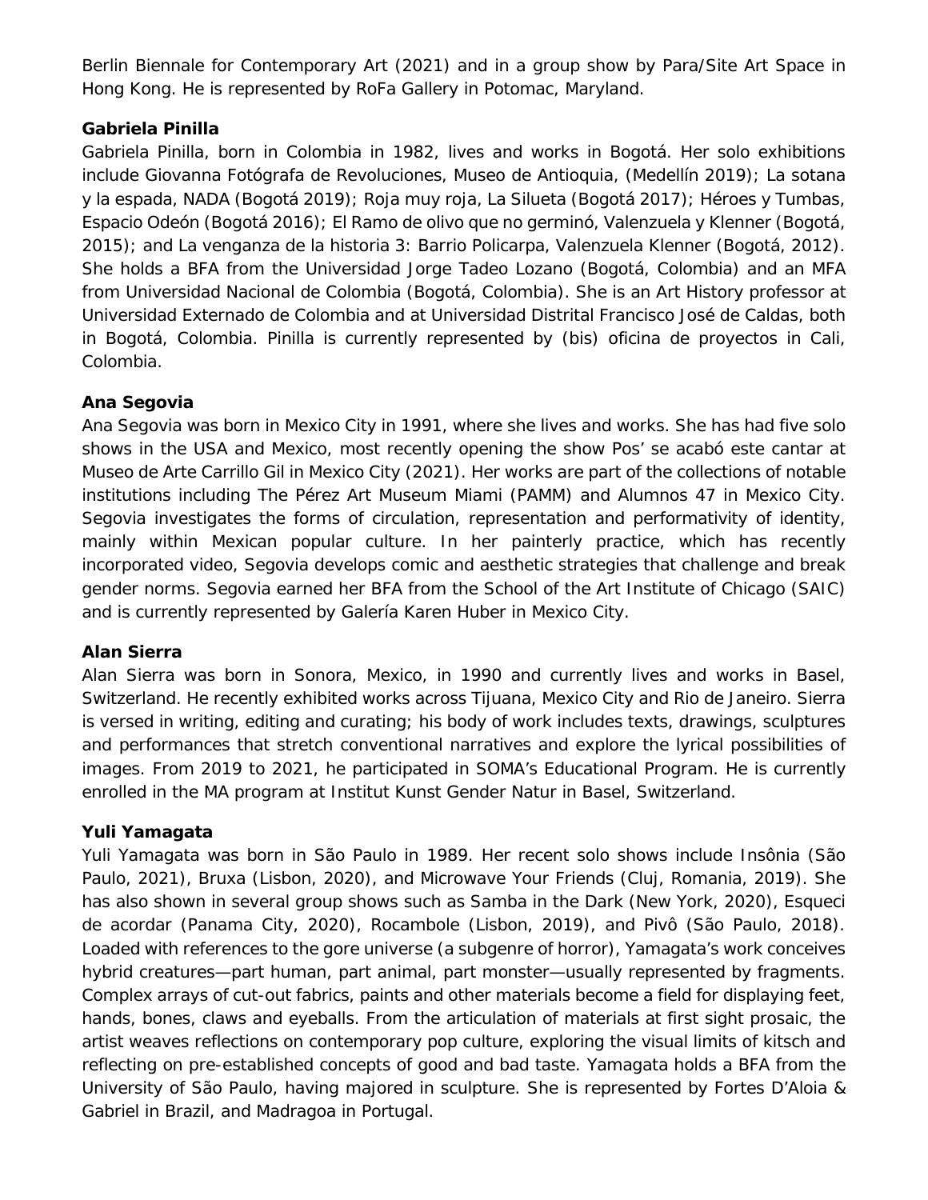Berlin Biennale for Contemporary Art (2021) and in a group show by Para/Site Art Space in Hong Kong. He is represented by RoFa Gallery in Potomac, Maryland.

**Gabriela Pinilla**

Gabriela Pinilla, born in Colombia in 1982, lives and works in Bogotá. Her solo exhibitions include Giovanna Fotógrafa de Revoluciones, Museo de Antioquia, (Medellín 2019); La sotana y la espada, NADA (Bogotá 2019); Roja muy roja, La Silueta (Bogotá 2017); Héroes y Tumbas, Espacio Odeón (Bogotá 2016); El Ramo de olivo que no germinó, Valenzuela y Klenner (Bogotá, 2015); and La venganza de la historia 3: Barrio Policarpa, Valenzuela Klenner (Bogotá, 2012). She holds a BFA from the Universidad Jorge Tadeo Lozano (Bogotá, Colombia) and an MFA from Universidad Nacional de Colombia (Bogotá, Colombia). She is an Art History professor at Universidad Externado de Colombia and at Universidad Distrital Francisco José de Caldas, both in Bogotá, Colombia. Pinilla is currently represented by (bis) oficina de proyectos in Cali, Colombia.

**Ana Segovia**

Ana Segovia was born in Mexico City in 1991, where she lives and works. She has had five solo shows in the USA and Mexico, most recently opening the show Pos' se acabó este cantar at Museo de Arte Carrillo Gil in Mexico City (2021). Her works are part of the collections of notable institutions including The Pérez Art Museum Miami (PAMM) and Alumnos 47 in Mexico City. Segovia investigates the forms of circulation, representation and performativity of identity, mainly within Mexican popular culture. In her painterly practice, which has recently incorporated video, Segovia develops comic and aesthetic strategies that challenge and break gender norms. Segovia earned her BFA from the School of the Art Institute of Chicago (SAIC) and is currently represented by Galería Karen Huber in Mexico City.

**Alan Sierra**

Alan Sierra was born in Sonora, Mexico, in 1990 and currently lives and works in Basel, Switzerland. He recently exhibited works across Tijuana, Mexico City and Rio de Janeiro. Sierra is versed in writing, editing and curating; his body of work includes texts, drawings, sculptures and performances that stretch conventional narratives and explore the lyrical possibilities of images. From 2019 to 2021, he participated in SOMA's Educational Program. He is currently enrolled in the MA program at Institut Kunst Gender Natur in Basel, Switzerland.

**Yuli Yamagata**

Yuli Yamagata was born in São Paulo in 1989. Her recent solo shows include Insônia (São Paulo, 2021), Bruxa (Lisbon, 2020), and Microwave Your Friends (Cluj, Romania, 2019). She has also shown in several group shows such as Samba in the Dark (New York, 2020), Esqueci de acordar (Panama City, 2020), Rocambole (Lisbon, 2019), and Pivô (São Paulo, 2018). Loaded with references to the gore universe (a subgenre of horror), Yamagata's work conceives hybrid creatures—part human, part animal, part monster—usually represented by fragments. Complex arrays of cut-out fabrics, paints and other materials become a field for displaying feet, hands, bones, claws and eyeballs. From the articulation of materials at first sight prosaic, the artist weaves reflections on contemporary pop culture, exploring the visual limits of kitsch and reflecting on pre-established concepts of good and bad taste. Yamagata holds a BFA from the University of São Paulo, having majored in sculpture. She is represented by Fortes D'Aloia & Gabriel in Brazil, and Madragoa in Portugal.